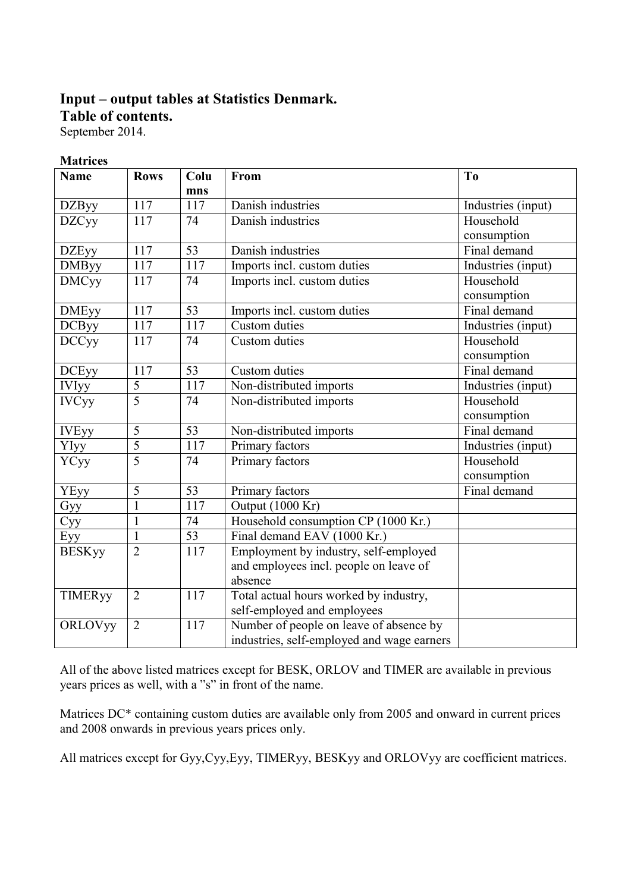# Input – output tables at Statistics Denmark.
# Table of contents.

September 2014.

**Matrices**

| Name | Rows | Columns | From | To |
|---|---|---|---|---|
| DZByy | 117 | 117 | Danish industries | Industries (input) |
| DZCyy | 117 | 74 | Danish industries | Household consumption |
| DZEyy | 117 | 53 | Danish industries | Final demand |
| DMByy | 117 | 117 | Imports incl. custom duties | Industries (input) |
| DMCyy | 117 | 74 | Imports incl. custom duties | Household consumption |
| DMEyy | 117 | 53 | Imports incl. custom duties | Final demand |
| DCByy | 117 | 117 | Custom duties | Industries (input) |
| DCCyy | 117 | 74 | Custom duties | Household consumption |
| DCEyy | 117 | 53 | Custom duties | Final demand |
| IVIyy | 5 | 117 | Non-distributed imports | Industries (input) |
| IVCyy | 5 | 74 | Non-distributed imports | Household consumption |
| IVEyy | 5 | 53 | Non-distributed imports | Final demand |
| YIyy | 5 | 117 | Primary factors | Industries (input) |
| YCyy | 5 | 74 | Primary factors | Household consumption |
| YEyy | 5 | 53 | Primary factors | Final demand |
| Gyy | 1 | 117 | Output (1000 Kr) | |
| Cyy | 1 | 74 | Household consumption CP (1000 Kr.) | |
| Eyy | 1 | 53 | Final demand EAV (1000 Kr.) | |
| BESKyy | 2 | 117 | Employment by industry, self-employed and employees incl. people on leave of absence | |
| TIMERyy | 2 | 117 | Total actual hours worked by industry, self-employed and employees | |
| ORLOVyy | 2 | 117 | Number of people on leave of absence by industries, self-employed and wage earners | |

All of the above listed matrices except for BESK, ORLOV and TIMER are available in previous years prices as well, with a "s" in front of the name.

Matrices DC* containing custom duties are available only from 2005 and onward in current prices and 2008 onwards in previous years prices only.

All matrices except for Gyy,Cyy,Eyy, TIMERyy, BESKyy and ORLOVyy are coefficient matrices.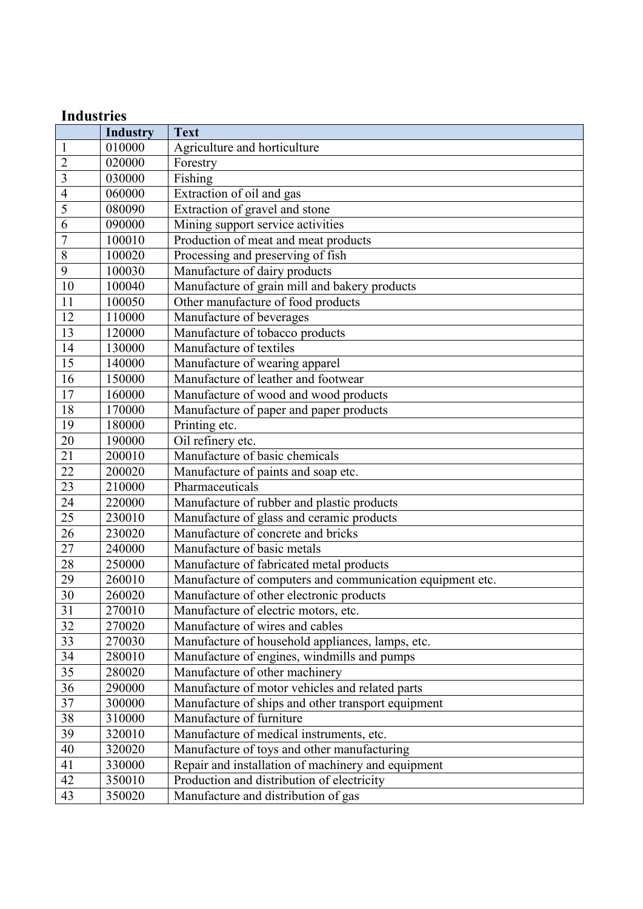## Industries

| | Industry | Text |
|---|---|---|
| 1 | 010000 | Agriculture and horticulture |
| 2 | 020000 | Forestry |
| 3 | 030000 | Fishing |
| 4 | 060000 | Extraction of oil and gas |
| 5 | 080090 | Extraction of gravel and stone |
| 6 | 090000 | Mining support service activities |
| 7 | 100010 | Production of meat and meat products |
| 8 | 100020 | Processing and preserving of fish |
| 9 | 100030 | Manufacture of dairy products |
| 10 | 100040 | Manufacture of grain mill and bakery products |
| 11 | 100050 | Other manufacture of food products |
| 12 | 110000 | Manufacture of beverages |
| 13 | 120000 | Manufacture of tobacco products |
| 14 | 130000 | Manufacture of textiles |
| 15 | 140000 | Manufacture of wearing apparel |
| 16 | 150000 | Manufacture of leather and footwear |
| 17 | 160000 | Manufacture of wood and wood products |
| 18 | 170000 | Manufacture of paper and paper products |
| 19 | 180000 | Printing etc. |
| 20 | 190000 | Oil refinery etc. |
| 21 | 200010 | Manufacture of basic chemicals |
| 22 | 200020 | Manufacture of paints and soap etc. |
| 23 | 210000 | Pharmaceuticals |
| 24 | 220000 | Manufacture of rubber and plastic products |
| 25 | 230010 | Manufacture of glass and ceramic products |
| 26 | 230020 | Manufacture of concrete and bricks |
| 27 | 240000 | Manufacture of basic metals |
| 28 | 250000 | Manufacture of fabricated metal products |
| 29 | 260010 | Manufacture of computers and communication equipment etc. |
| 30 | 260020 | Manufacture of other electronic products |
| 31 | 270010 | Manufacture of electric motors, etc. |
| 32 | 270020 | Manufacture of wires and cables |
| 33 | 270030 | Manufacture of household appliances, lamps, etc. |
| 34 | 280010 | Manufacture of engines, windmills and pumps |
| 35 | 280020 | Manufacture of other machinery |
| 36 | 290000 | Manufacture of motor vehicles and related parts |
| 37 | 300000 | Manufacture of ships and other transport equipment |
| 38 | 310000 | Manufacture of furniture |
| 39 | 320010 | Manufacture of medical instruments, etc. |
| 40 | 320020 | Manufacture of toys and other manufacturing |
| 41 | 330000 | Repair and installation of machinery and equipment |
| 42 | 350010 | Production and distribution of electricity |
| 43 | 350020 | Manufacture and distribution of gas |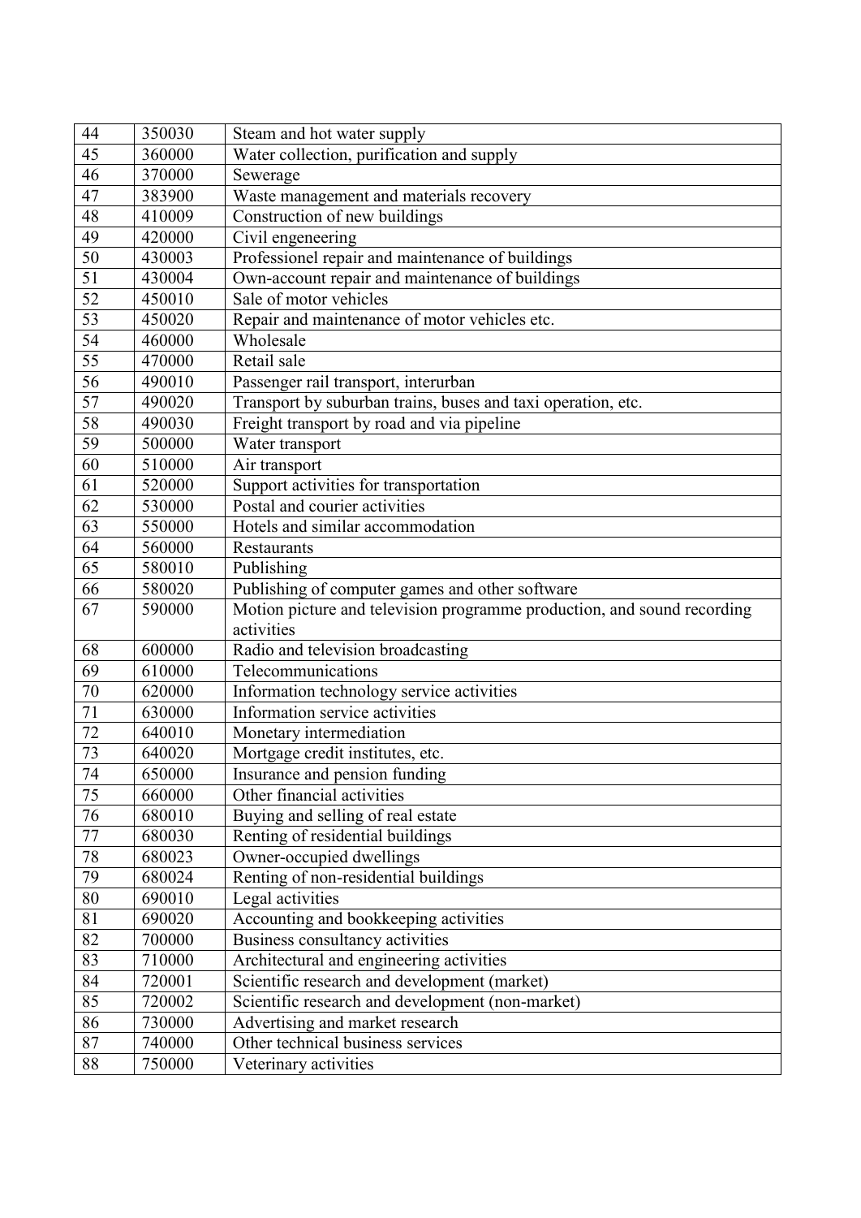| | | |
|---|---|---|
| 44 | 350030 | Steam and hot water supply |
| 45 | 360000 | Water collection, purification and supply |
| 46 | 370000 | Sewerage |
| 47 | 383900 | Waste management and materials recovery |
| 48 | 410009 | Construction of new buildings |
| 49 | 420000 | Civil engeneering |
| 50 | 430003 | Professionel repair and maintenance of buildings |
| 51 | 430004 | Own-account repair and maintenance of buildings |
| 52 | 450010 | Sale of motor vehicles |
| 53 | 450020 | Repair and maintenance of motor vehicles etc. |
| 54 | 460000 | Wholesale |
| 55 | 470000 | Retail sale |
| 56 | 490010 | Passenger rail transport, interurban |
| 57 | 490020 | Transport by suburban trains, buses and taxi operation, etc. |
| 58 | 490030 | Freight transport by road and via pipeline |
| 59 | 500000 | Water transport |
| 60 | 510000 | Air transport |
| 61 | 520000 | Support activities for transportation |
| 62 | 530000 | Postal and courier activities |
| 63 | 550000 | Hotels and similar accommodation |
| 64 | 560000 | Restaurants |
| 65 | 580010 | Publishing |
| 66 | 580020 | Publishing of computer games and other software |
| 67 | 590000 | Motion picture and television programme production, and sound recording activities |
| 68 | 600000 | Radio and television broadcasting |
| 69 | 610000 | Telecommunications |
| 70 | 620000 | Information technology service activities |
| 71 | 630000 | Information service activities |
| 72 | 640010 | Monetary intermediation |
| 73 | 640020 | Mortgage credit institutes, etc. |
| 74 | 650000 | Insurance and pension funding |
| 75 | 660000 | Other financial activities |
| 76 | 680010 | Buying and selling of real estate |
| 77 | 680030 | Renting of residential buildings |
| 78 | 680023 | Owner-occupied dwellings |
| 79 | 680024 | Renting of non-residential buildings |
| 80 | 690010 | Legal activities |
| 81 | 690020 | Accounting and bookkeeping activities |
| 82 | 700000 | Business consultancy activities |
| 83 | 710000 | Architectural and engineering activities |
| 84 | 720001 | Scientific research and development (market) |
| 85 | 720002 | Scientific research and development (non-market) |
| 86 | 730000 | Advertising and market research |
| 87 | 740000 | Other technical business services |
| 88 | 750000 | Veterinary activities |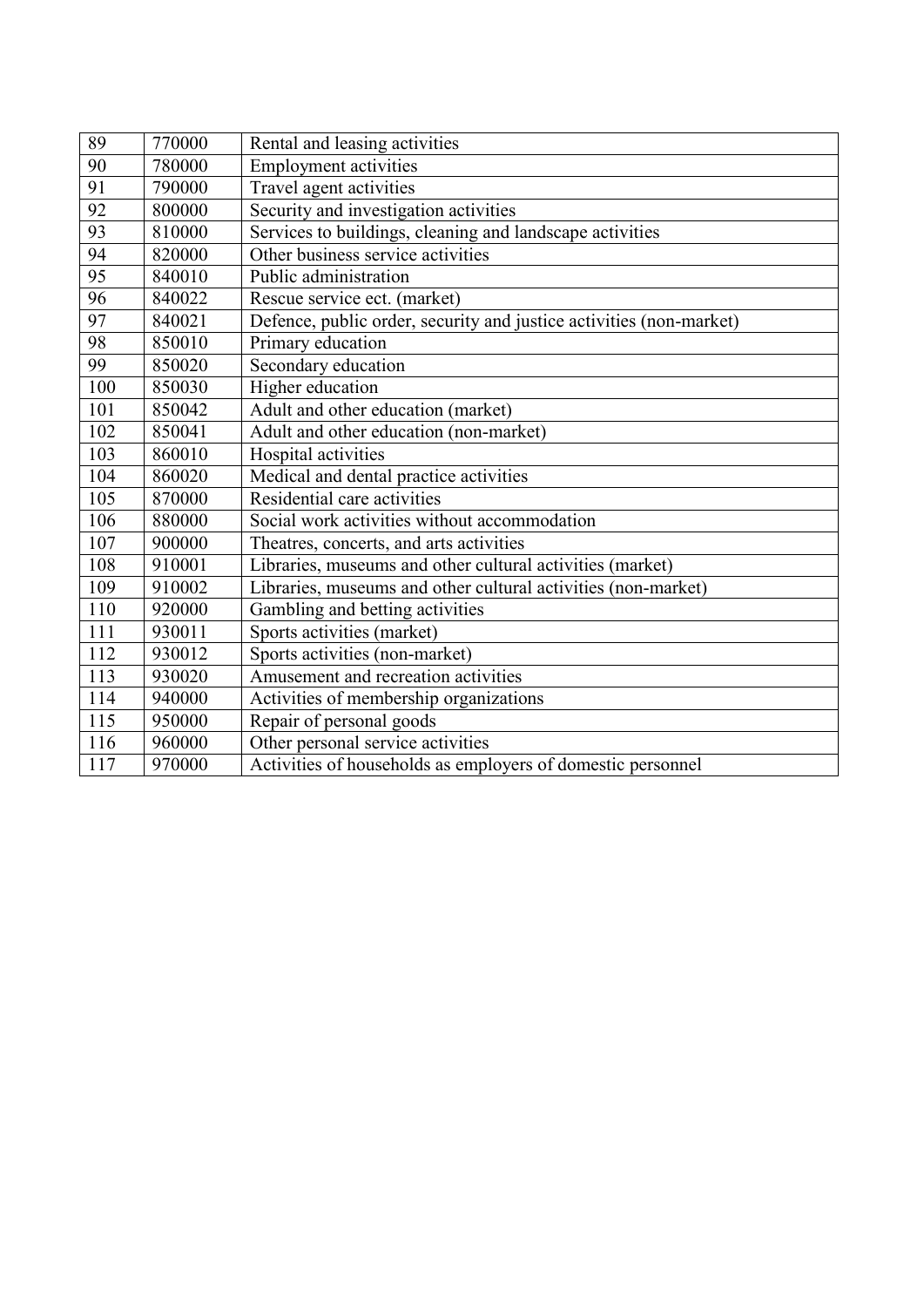| 89 | 770000 | Rental and leasing activities |
|---|---|---|
| 90 | 780000 | Employment activities |
| 91 | 790000 | Travel agent activities |
| 92 | 800000 | Security and investigation activities |
| 93 | 810000 | Services to buildings, cleaning and landscape activities |
| 94 | 820000 | Other business service activities |
| 95 | 840010 | Public administration |
| 96 | 840022 | Rescue service ect. (market) |
| 97 | 840021 | Defence, public order, security and justice activities (non-market) |
| 98 | 850010 | Primary education |
| 99 | 850020 | Secondary education |
| 100 | 850030 | Higher education |
| 101 | 850042 | Adult and other education (market) |
| 102 | 850041 | Adult and other education (non-market) |
| 103 | 860010 | Hospital activities |
| 104 | 860020 | Medical and dental practice activities |
| 105 | 870000 | Residential care activities |
| 106 | 880000 | Social work activities without accommodation |
| 107 | 900000 | Theatres, concerts, and arts activities |
| 108 | 910001 | Libraries, museums and other cultural activities (market) |
| 109 | 910002 | Libraries, museums and other cultural activities (non-market) |
| 110 | 920000 | Gambling and betting activities |
| 111 | 930011 | Sports activities (market) |
| 112 | 930012 | Sports activities (non-market) |
| 113 | 930020 | Amusement and recreation activities |
| 114 | 940000 | Activities of membership organizations |
| 115 | 950000 | Repair of personal goods |
| 116 | 960000 | Other personal service activities |
| 117 | 970000 | Activities of households as employers of domestic personnel |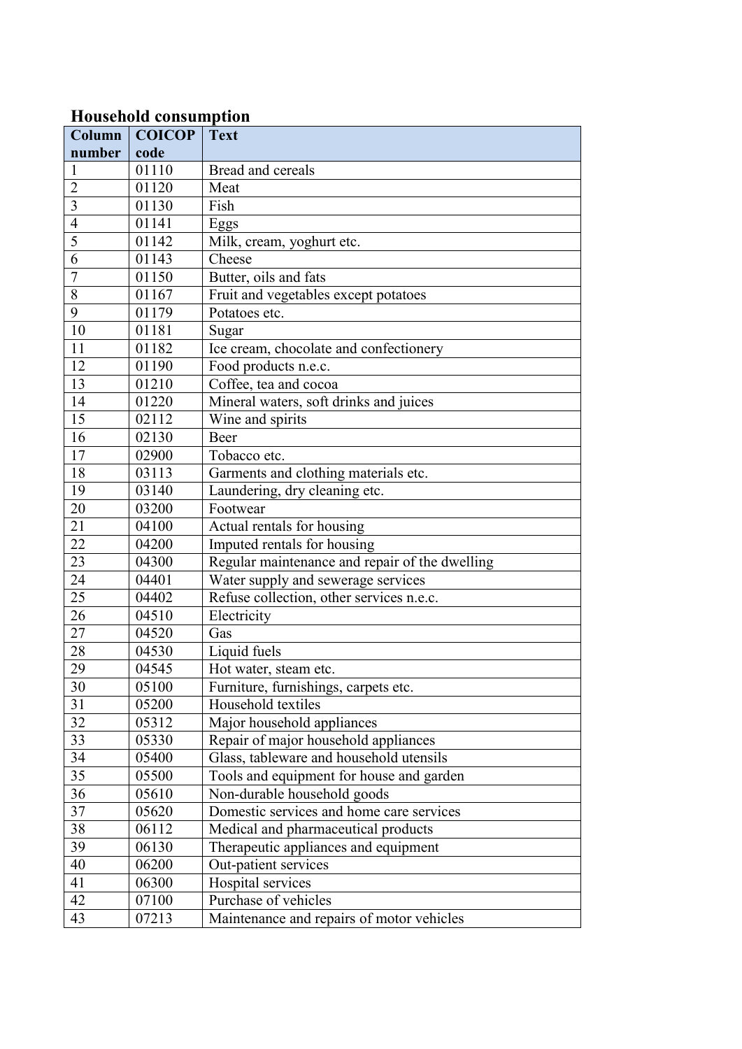**Household consumption**

| Column number | COICOP code | Text |
|---|---|---|
| 1 | 01110 | Bread and cereals |
| 2 | 01120 | Meat |
| 3 | 01130 | Fish |
| 4 | 01141 | Eggs |
| 5 | 01142 | Milk, cream, yoghurt etc. |
| 6 | 01143 | Cheese |
| 7 | 01150 | Butter, oils and fats |
| 8 | 01167 | Fruit and vegetables except potatoes |
| 9 | 01179 | Potatoes etc. |
| 10 | 01181 | Sugar |
| 11 | 01182 | Ice cream, chocolate and confectionery |
| 12 | 01190 | Food products n.e.c. |
| 13 | 01210 | Coffee, tea and cocoa |
| 14 | 01220 | Mineral waters, soft drinks and juices |
| 15 | 02112 | Wine and spirits |
| 16 | 02130 | Beer |
| 17 | 02900 | Tobacco etc. |
| 18 | 03113 | Garments and clothing materials etc. |
| 19 | 03140 | Laundering, dry cleaning etc. |
| 20 | 03200 | Footwear |
| 21 | 04100 | Actual rentals for housing |
| 22 | 04200 | Imputed rentals for housing |
| 23 | 04300 | Regular maintenance and repair of the dwelling |
| 24 | 04401 | Water supply and sewerage services |
| 25 | 04402 | Refuse collection, other services n.e.c. |
| 26 | 04510 | Electricity |
| 27 | 04520 | Gas |
| 28 | 04530 | Liquid fuels |
| 29 | 04545 | Hot water, steam etc. |
| 30 | 05100 | Furniture, furnishings, carpets etc. |
| 31 | 05200 | Household textiles |
| 32 | 05312 | Major household appliances |
| 33 | 05330 | Repair of major household appliances |
| 34 | 05400 | Glass, tableware and household utensils |
| 35 | 05500 | Tools and equipment for house and garden |
| 36 | 05610 | Non-durable household goods |
| 37 | 05620 | Domestic services and home care services |
| 38 | 06112 | Medical and pharmaceutical products |
| 39 | 06130 | Therapeutic appliances and equipment |
| 40 | 06200 | Out-patient services |
| 41 | 06300 | Hospital services |
| 42 | 07100 | Purchase of vehicles |
| 43 | 07213 | Maintenance and repairs of motor vehicles |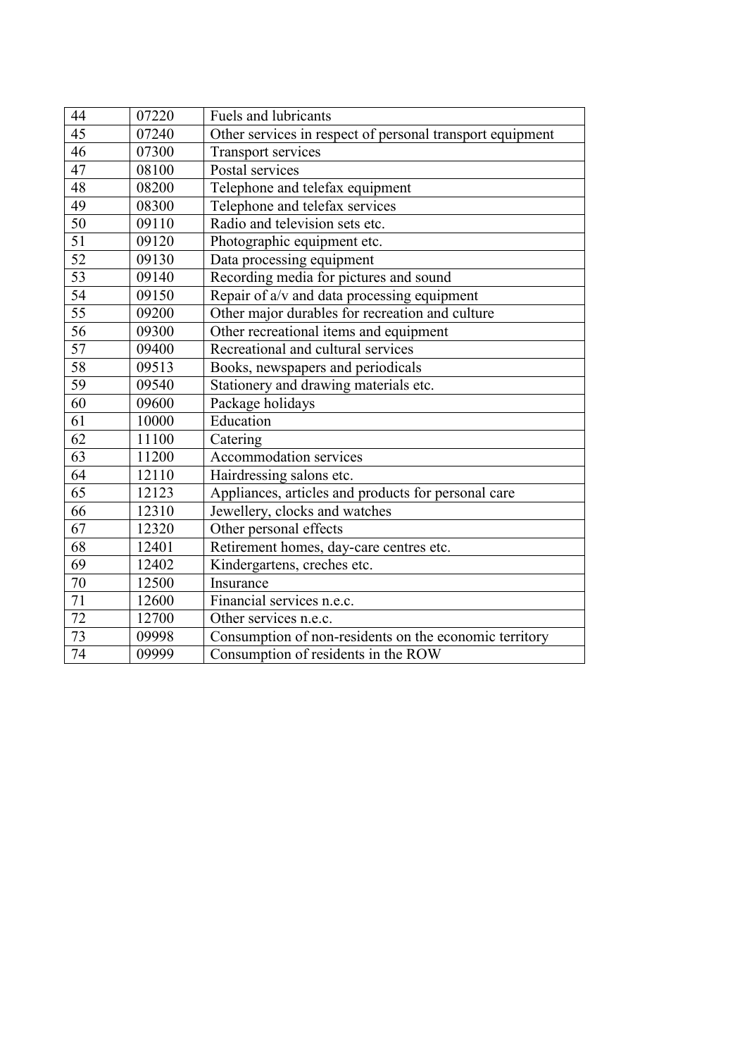| 44 | 07220 | Fuels and lubricants |
|---|---|---|
| 45 | 07240 | Other services in respect of personal transport equipment |
| 46 | 07300 | Transport services |
| 47 | 08100 | Postal services |
| 48 | 08200 | Telephone and telefax equipment |
| 49 | 08300 | Telephone and telefax services |
| 50 | 09110 | Radio and television sets etc. |
| 51 | 09120 | Photographic equipment etc. |
| 52 | 09130 | Data processing equipment |
| 53 | 09140 | Recording media for pictures and sound |
| 54 | 09150 | Repair of a/v and data processing equipment |
| 55 | 09200 | Other major durables for recreation and culture |
| 56 | 09300 | Other recreational items and equipment |
| 57 | 09400 | Recreational and cultural services |
| 58 | 09513 | Books, newspapers and periodicals |
| 59 | 09540 | Stationery and drawing materials etc. |
| 60 | 09600 | Package holidays |
| 61 | 10000 | Education |
| 62 | 11100 | Catering |
| 63 | 11200 | Accommodation services |
| 64 | 12110 | Hairdressing salons etc. |
| 65 | 12123 | Appliances, articles and products for personal care |
| 66 | 12310 | Jewellery, clocks and watches |
| 67 | 12320 | Other personal effects |
| 68 | 12401 | Retirement homes, day-care centres etc. |
| 69 | 12402 | Kindergartens, creches etc. |
| 70 | 12500 | Insurance |
| 71 | 12600 | Financial services n.e.c. |
| 72 | 12700 | Other services n.e.c. |
| 73 | 09998 | Consumption of non-residents on the economic territory |
| 74 | 09999 | Consumption of residents in the ROW |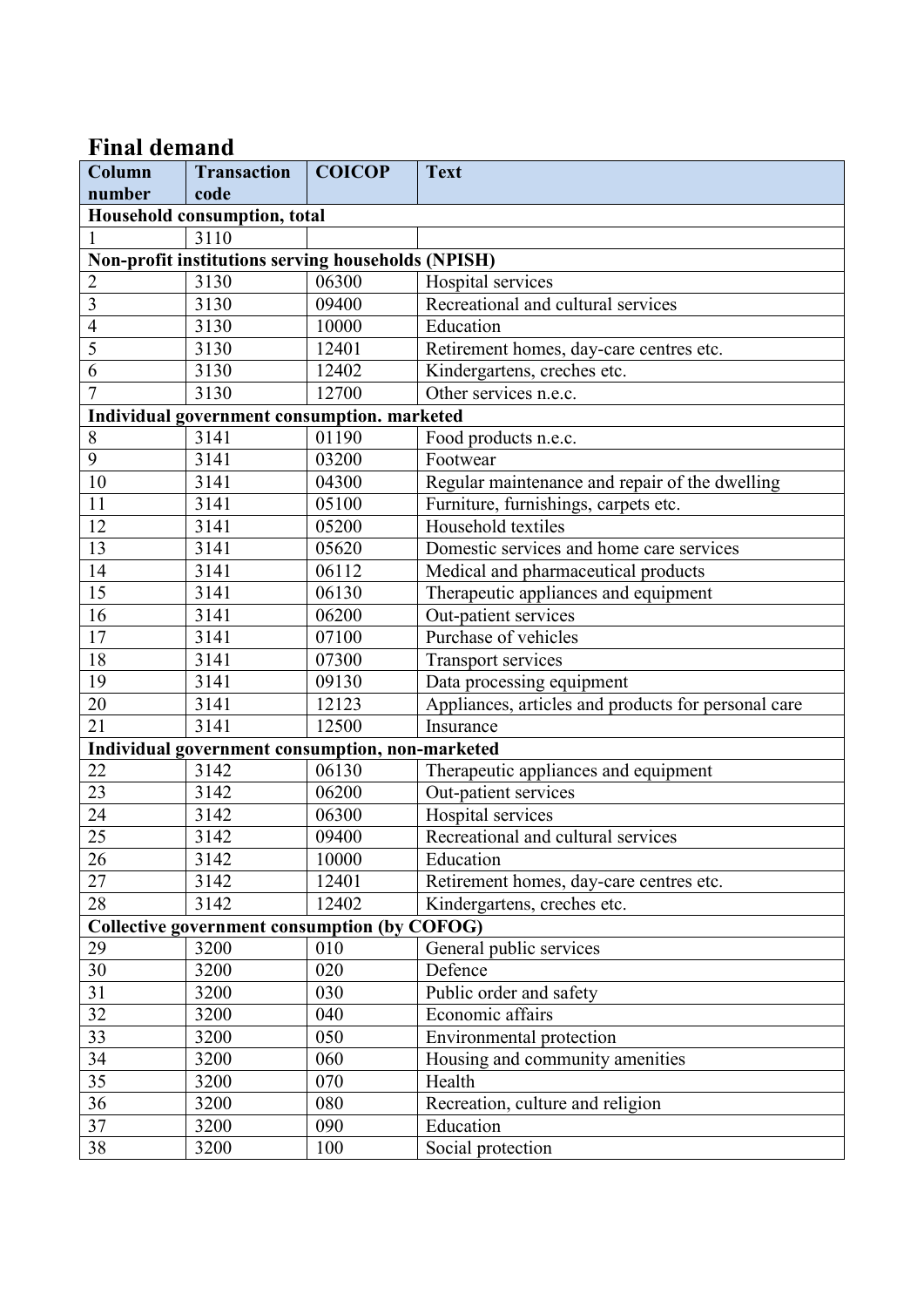## Final demand

| Column number | Transaction code | COICOP | Text |
|---|---|---|---|
| **Household consumption, total** | | | |
| 1 | 3110 | | |
| **Non-profit institutions serving households (NPISH)** | | | |
| 2 | 3130 | 06300 | Hospital services |
| 3 | 3130 | 09400 | Recreational and cultural services |
| 4 | 3130 | 10000 | Education |
| 5 | 3130 | 12401 | Retirement homes, day-care centres etc. |
| 6 | 3130 | 12402 | Kindergartens, creches etc. |
| 7 | 3130 | 12700 | Other services n.e.c. |
| **Individual government consumption. marketed** | | | |
| 8 | 3141 | 01190 | Food products n.e.c. |
| 9 | 3141 | 03200 | Footwear |
| 10 | 3141 | 04300 | Regular maintenance and repair of the dwelling |
| 11 | 3141 | 05100 | Furniture, furnishings, carpets etc. |
| 12 | 3141 | 05200 | Household textiles |
| 13 | 3141 | 05620 | Domestic services and home care services |
| 14 | 3141 | 06112 | Medical and pharmaceutical products |
| 15 | 3141 | 06130 | Therapeutic appliances and equipment |
| 16 | 3141 | 06200 | Out-patient services |
| 17 | 3141 | 07100 | Purchase of vehicles |
| 18 | 3141 | 07300 | Transport services |
| 19 | 3141 | 09130 | Data processing equipment |
| 20 | 3141 | 12123 | Appliances, articles and products for personal care |
| 21 | 3141 | 12500 | Insurance |
| **Individual government consumption, non-marketed** | | | |
| 22 | 3142 | 06130 | Therapeutic appliances and equipment |
| 23 | 3142 | 06200 | Out-patient services |
| 24 | 3142 | 06300 | Hospital services |
| 25 | 3142 | 09400 | Recreational and cultural services |
| 26 | 3142 | 10000 | Education |
| 27 | 3142 | 12401 | Retirement homes, day-care centres etc. |
| 28 | 3142 | 12402 | Kindergartens, creches etc. |
| **Collective government consumption (by COFOG)** | | | |
| 29 | 3200 | 010 | General public services |
| 30 | 3200 | 020 | Defence |
| 31 | 3200 | 030 | Public order and safety |
| 32 | 3200 | 040 | Economic affairs |
| 33 | 3200 | 050 | Environmental protection |
| 34 | 3200 | 060 | Housing and community amenities |
| 35 | 3200 | 070 | Health |
| 36 | 3200 | 080 | Recreation, culture and religion |
| 37 | 3200 | 090 | Education |
| 38 | 3200 | 100 | Social protection |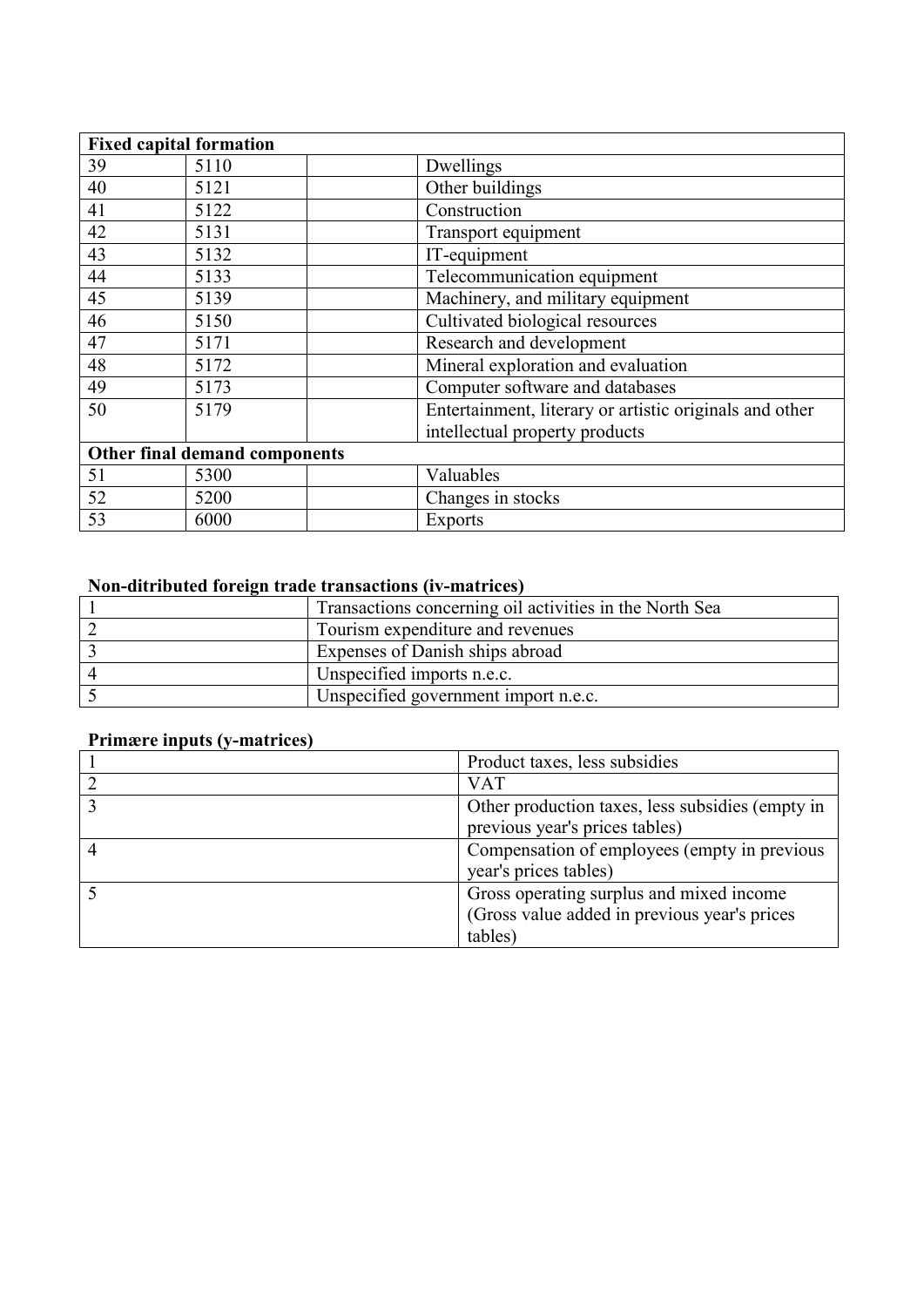| Fixed capital formation | | | |
|---|---|---|---|
| 39 | 5110 | | Dwellings |
| 40 | 5121 | | Other buildings |
| 41 | 5122 | | Construction |
| 42 | 5131 | | Transport equipment |
| 43 | 5132 | | IT-equipment |
| 44 | 5133 | | Telecommunication equipment |
| 45 | 5139 | | Machinery, and military equipment |
| 46 | 5150 | | Cultivated biological resources |
| 47 | 5171 | | Research and development |
| 48 | 5172 | | Mineral exploration and evaluation |
| 49 | 5173 | | Computer software and databases |
| 50 | 5179 | | Entertainment, literary or artistic originals and other intellectual property products |
| **Other final demand components** | | | |
| 51 | 5300 | | Valuables |
| 52 | 5200 | | Changes in stocks |
| 53 | 6000 | | Exports |

**Non-ditributed foreign trade transactions (iv-matrices)**

| | |
|---|---|
| 1 | Transactions concerning oil activities in the North Sea |
| 2 | Tourism expenditure and revenues |
| 3 | Expenses of Danish ships abroad |
| 4 | Unspecified imports n.e.c. |
| 5 | Unspecified government import n.e.c. |

**Primære inputs (y-matrices)**

| | |
|---|---|
| 1 | Product taxes, less subsidies |
| 2 | VAT |
| 3 | Other production taxes, less subsidies (empty in previous year's prices tables) |
| 4 | Compensation of employees (empty in previous year's prices tables) |
| 5 | Gross operating surplus and mixed income (Gross value added in previous year's prices tables) |